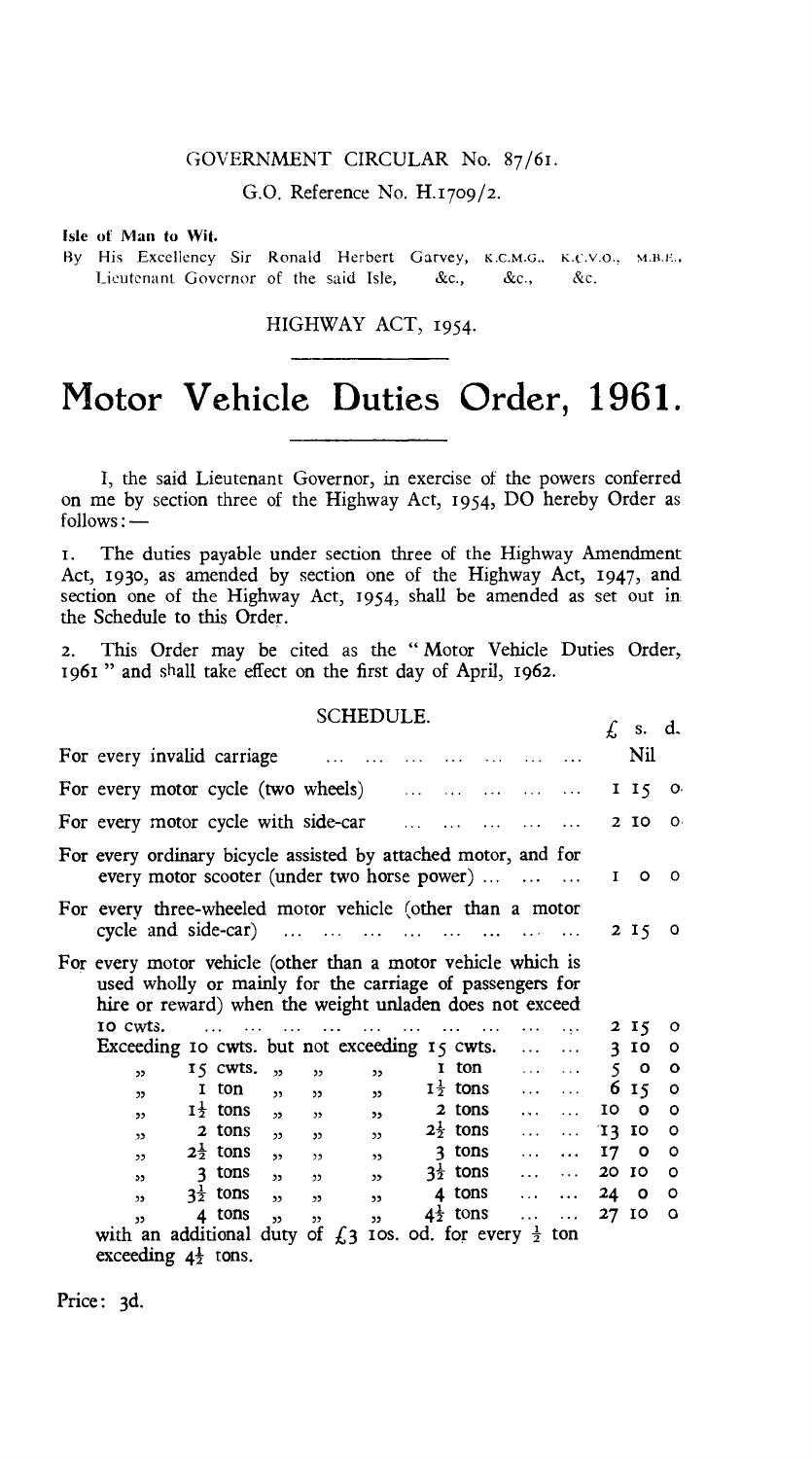GOVERNMENT CIRCULAR No. 87/61.

G.O. Reference No. H.1709/2.

**Isle of Man to Wit.**

By His Excellency Sir Ronald Herbert Garvey, K.C.M.G., K.C.V.O., M.B.E., Lieutenant Governor of the said Isle, &c., &c., &c.

HIGHWAY ACT, 1954.

# Motor Vehicle Duties Order, 1961.

I, the said Lieutenant Governor, in exercise of the powers conferred on me by section three of the Highway Act, 1954, DO hereby Order as follows: —

1. The duties payable under section three of the Highway Amendment Act, 1930, as amended by section one of the Highway Act, 1947, and section one of the Highway Act, 1954, shall be amended as set out in the Schedule to this Order.

2. This Order may be cited as the "Motor Vehicle Duties Order, 1961" and shall take effect on the first day of April, 1962.

## SCHEDULE.

| | £ | s. | d. |
|---|---|---|---|
| For every invalid carriage | | Nil | |
| For every motor cycle (two wheels) | 1 | 15 | 0 |
| For every motor cycle with side-car | 2 | 10 | 0 |
| For every ordinary bicycle assisted by attached motor, and for every motor scooter (under two horse power) | 1 | 0 | 0 |
| For every three-wheeled motor vehicle (other than a motor cycle and side-car) | 2 | 15 | 0 |
| For every motor vehicle (other than a motor vehicle which is used wholly or mainly for the carriage of passengers for hire or reward) when the weight unladen does not exceed 10 cwts. | 2 | 15 | 0 |
| Exceeding 10 cwts. but not exceeding 15 cwts. | 3 | 10 | 0 |
| " 15 cwts. " " " 1 ton | 5 | 0 | 0 |
| " 1 ton " " " $1\frac{1}{2}$ tons | 6 | 15 | 0 |
| " $1\frac{1}{2}$ tons " " " 2 tons | 10 | 0 | 0 |
| " 2 tons " " " $2\frac{1}{2}$ tons | 13 | 10 | 0 |
| " $2\frac{1}{2}$ tons " " " 3 tons | 17 | 0 | 0 |
| " 3 tons " " " $3\frac{1}{2}$ tons | 20 | 10 | 0 |
| " $3\frac{1}{2}$ tons " " " 4 tons | 24 | 0 | 0 |
| " 4 tons " " " $4\frac{1}{2}$ tons | 27 | 10 | 0 |
| with an additional duty of £3 10s. 0d. for every $\frac{1}{2}$ ton exceeding $4\frac{1}{2}$ tons. | | | |

Price: 3d.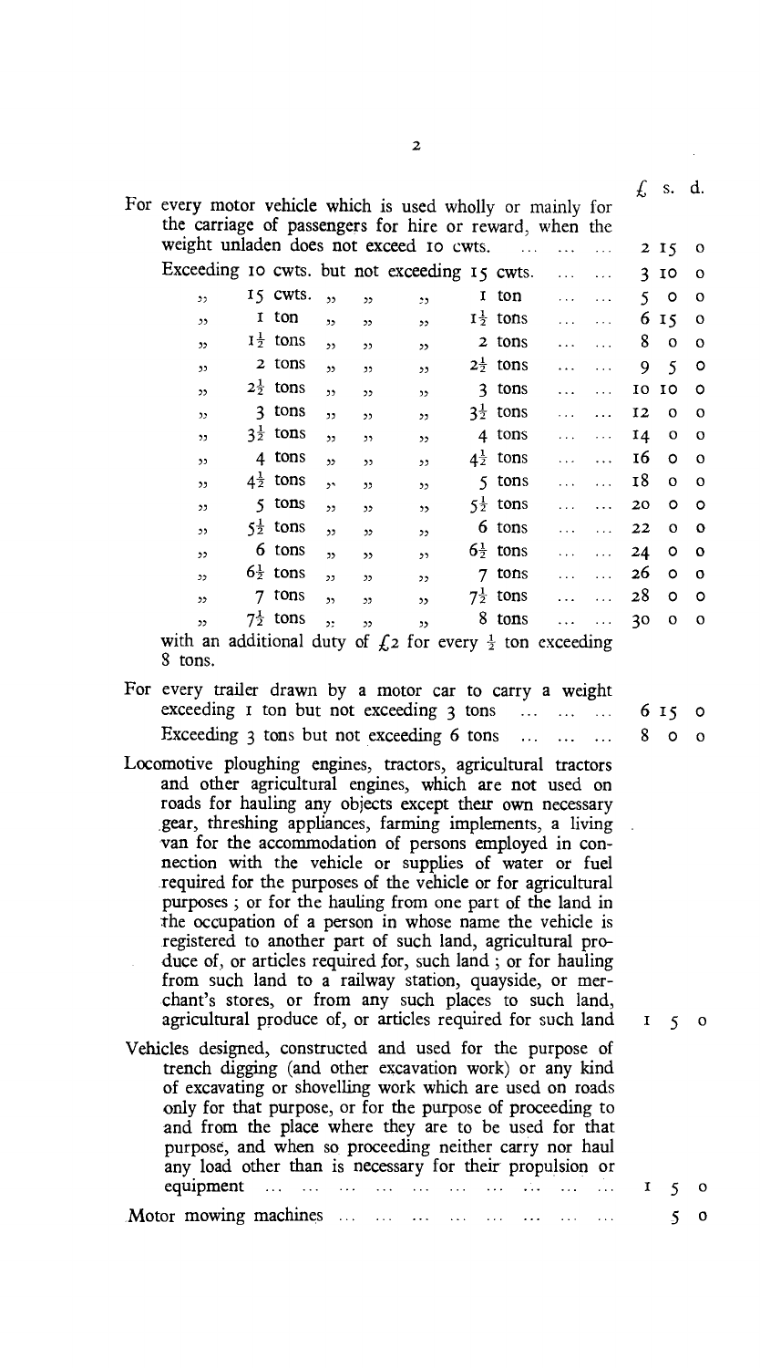| | £ | s. | d. |
|---|---|---|---|
| For every motor vehicle which is used wholly or mainly for the carriage of passengers for hire or reward, when the weight unladen does not exceed 10 cwts. ... ... ... | 2 | 15 | 0 |
| Exceeding 10 cwts. but not exceeding 15 cwts. ... ... | 3 | 10 | 0 |
| " 15 cwts. " " " 1 ton ... ... | 5 | 0 | 0 |
| " 1 ton " " " 1½ tons ... ... | 6 | 15 | 0 |
| " 1½ tons " " " 2 tons ... ... | 8 | 0 | 0 |
| " 2 tons " " " 2½ tons ... ... | 9 | 5 | 0 |
| " 2½ tons " " " 3 tons ... ... | 10 | 10 | 0 |
| " 3 tons " " " 3½ tons ... ... | 12 | 0 | 0 |
| " 3½ tons " " " 4 tons ... ... | 14 | 0 | 0 |
| " 4 tons " " " 4½ tons ... ... | 16 | 0 | 0 |
| " 4½ tons " " " 5 tons ... ... | 18 | 0 | 0 |
| " 5 tons " " " 5½ tons ... ... | 20 | 0 | 0 |
| " 5½ tons " " " 6 tons ... ... | 22 | 0 | 0 |
| " 6 tons " " " 6½ tons ... ... | 24 | 0 | 0 |
| " 6½ tons " " " 7 tons ... ... | 26 | 0 | 0 |
| " 7 tons " " " 7½ tons ... ... | 28 | 0 | 0 |
| " 7½ tons " " " 8 tons ... ... | 30 | 0 | 0 |
| with an additional duty of £2 for every ½ ton exceeding 8 tons. | | | |
| For every trailer drawn by a motor car to carry a weight exceeding 1 ton but not exceeding 3 tons ... ... ... | 6 | 15 | 0 |
| Exceeding 3 tons but not exceeding 6 tons ... ... ... | 8 | 0 | 0 |
| Locomotive ploughing engines, tractors, agricultural tractors and other agricultural engines, which are not used on roads for hauling any objects except their own necessary gear, threshing appliances, farming implements, a living van for the accommodation of persons employed in connection with the vehicle or supplies of water or fuel required for the purposes of the vehicle or for agricultural purposes ; or for the hauling from one part of the land in the occupation of a person in whose name the vehicle is registered to another part of such land, agricultural produce of, or articles required for, such land ; or for hauling from such land to a railway station, quayside, or merchant's stores, or from any such places to such land, agricultural produce of, or articles required for such land | 1 | 5 | 0 |
| Vehicles designed, constructed and used for the purpose of trench digging (and other excavation work) or any kind of excavating or shovelling work which are used on roads only for that purpose, or for the purpose of proceeding to and from the place where they are to be used for that purpose, and when so proceeding neither carry nor haul any load other than is necessary for their propulsion or equipment ... ... ... ... ... ... ... ... ... ... | 1 | 5 | 0 |
| Motor mowing machines ... ... ... ... ... ... ... ... | | 5 | 0 |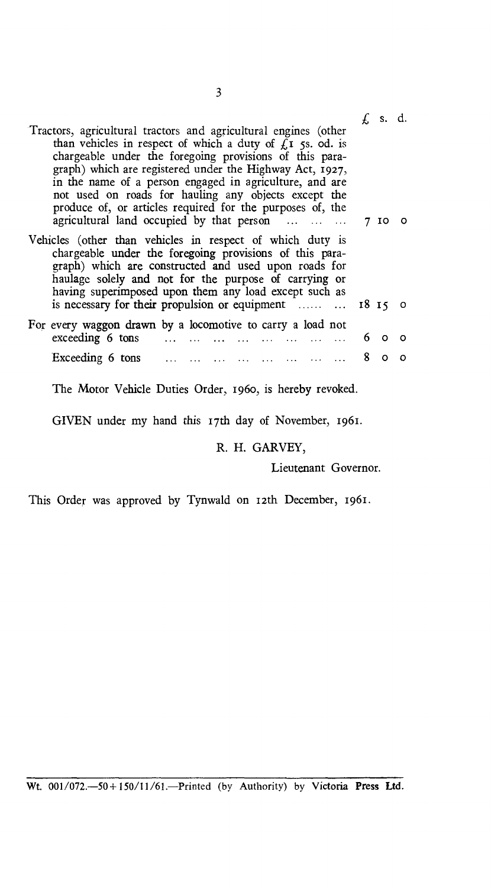| | £ s. d. |
|---|---|
| Tractors, agricultural tractors and agricultural engines (other than vehicles in respect of which a duty of £1 5s. 0d. is chargeable under the foregoing provisions of this paragraph) which are registered under the Highway Act, 1927, in the name of a person engaged in agriculture, and are not used on roads for hauling any objects except the produce of, or articles required for the purposes of, the agricultural land occupied by that person ... ... ... | 7 10 0 |
| Vehicles (other than vehicles in respect of which duty is chargeable under the foregoing provisions of this paragraph) which are constructed and used upon roads for haulage solely and not for the purpose of carrying or having superimposed upon them any load except such as is necessary for their propulsion or equipment ...... ... | 18 15 0 |
| For every waggon drawn by a locomotive to carry a load not exceeding 6 tons ... ... ... ... ... ... ... ... | 6 0 0 |
| Exceeding 6 tons ... ... ... ... ... ... ... ... | 8 0 0 |

The Motor Vehicle Duties Order, 1960, is hereby revoked.

GIVEN under my hand this 17th day of November, 1961.

R. H. GARVEY,

Lieutenant Governor.

This Order was approved by Tynwald on 12th December, 1961.

Wt. 001/072.—50+150/11/61.—Printed (by Authority) by Victoria Press Ltd.